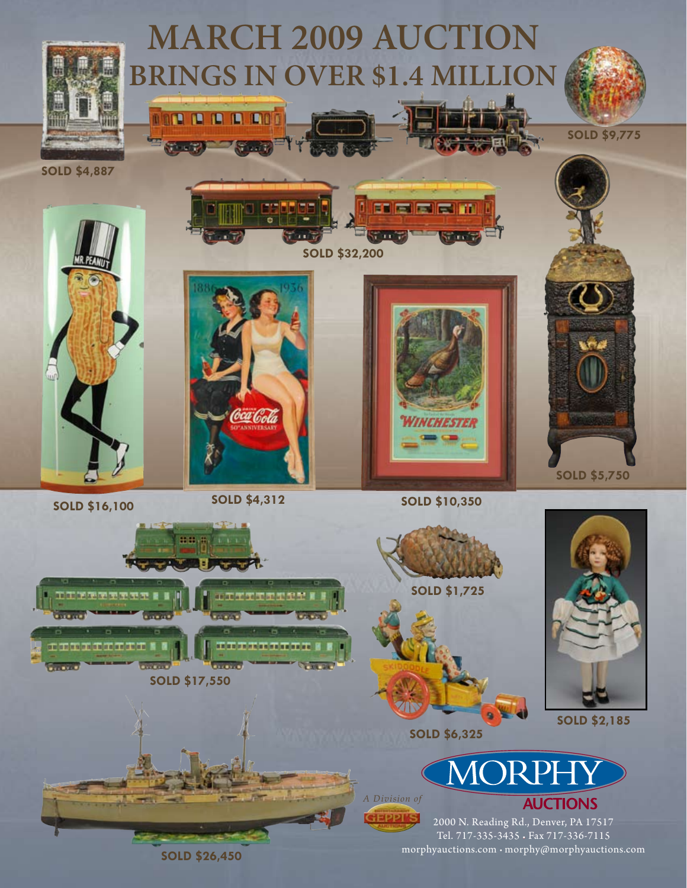# MARCH 2009 AUCTION BRINGS IN OVER $1.4 MILLION

SOLD $4,887

SOLD $9,775

SOLD $32,200

SOLD $5,750

SOLD $16,100

SOLD $4,312

SOLD $10,350

SOLD $1,725

SOLD $17,550

SOLD $6,325

SOLD $2,185

SOLD $26,450

*A Division of* GEPPI'S

MORPHY AUCTIONS

2000 N. Reading Rd., Denver, PA 17517
Tel. 717-335-3435 • Fax 717-336-7115
morphyauctions.com • morphy@morphyauctions.com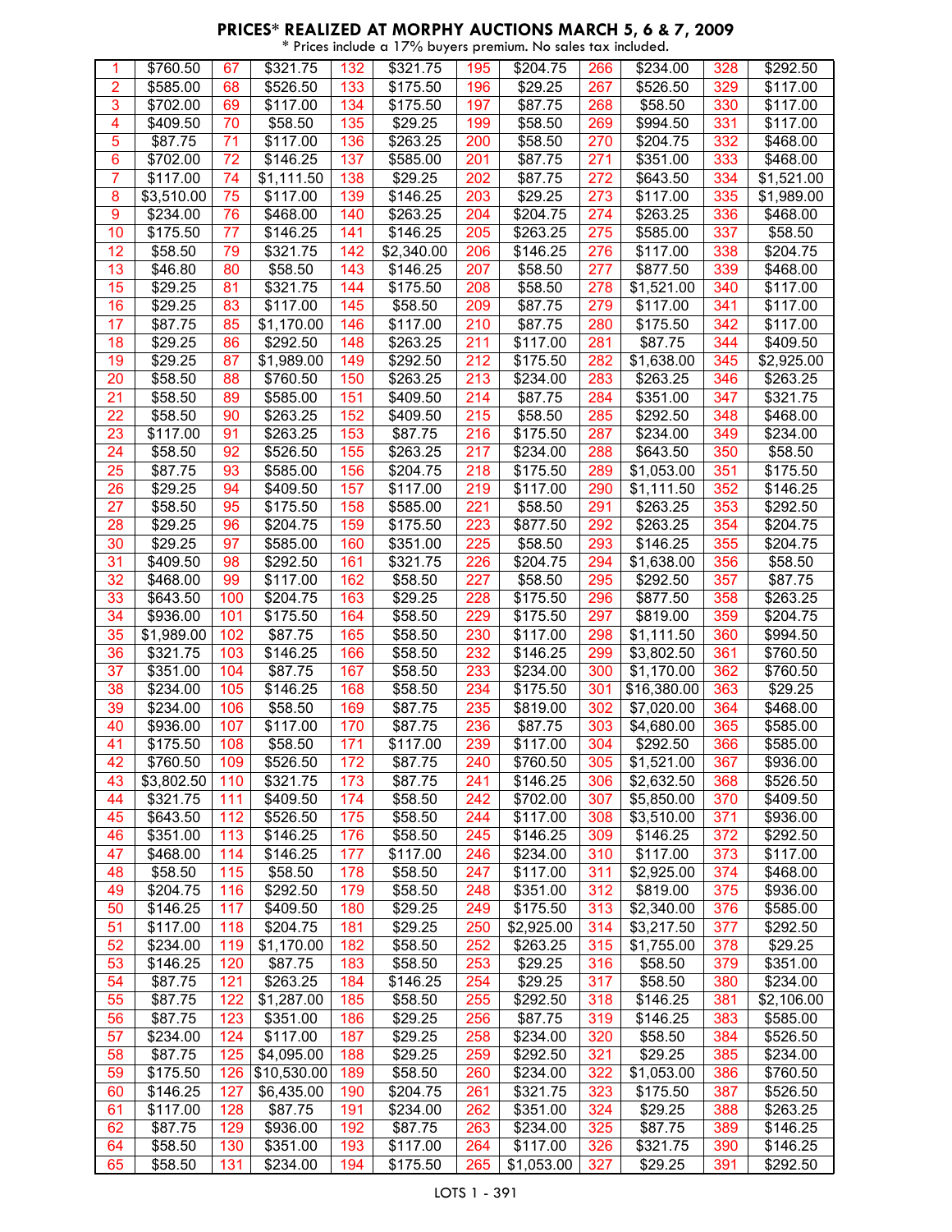## PRICES* REALIZED AT MORPHY AUCTIONS MARCH 5, 6 & 7, 2009

\* Prices include a 17% buyers premium. No sales tax included.

| Lot | Price | Lot | Price | Lot | Price | Lot | Price | Lot | Price | Lot | Price |
|---|---|---|---|---|---|---|---|---|---|---|---|
| 1 | $760.50 | 67 | $321.75 | 132 | $321.75 | 195 | $204.75 | 266 | $234.00 | 328 | $292.50 |
| 2 | $585.00 | 68 | $526.50 | 133 | $175.50 | 196 | $29.25 | 267 | $526.50 | 329 | $117.00 |
| 3 | $702.00 | 69 | $117.00 | 134 | $175.50 | 197 | $87.75 | 268 | $58.50 | 330 | $117.00 |
| 4 | $409.50 | 70 | $58.50 | 135 | $29.25 | 199 | $58.50 | 269 | $994.50 | 331 | $117.00 |
| 5 | $87.75 | 71 | $117.00 | 136 | $263.25 | 200 | $58.50 | 270 | $204.75 | 332 | $468.00 |
| 6 | $702.00 | 72 | $146.25 | 137 | $585.00 | 201 | $87.75 | 271 | $351.00 | 333 | $468.00 |
| 7 | $117.00 | 74 | $1,111.50 | 138 | $29.25 | 202 | $87.75 | 272 | $643.50 | 334 | $1,521.00 |
| 8 | $3,510.00 | 75 | $117.00 | 139 | $146.25 | 203 | $29.25 | 273 | $117.00 | 335 | $1,989.00 |
| 9 | $234.00 | 76 | $468.00 | 140 | $263.25 | 204 | $204.75 | 274 | $263.25 | 336 | $468.00 |
| 10 | $175.50 | 77 | $146.25 | 141 | $146.25 | 205 | $263.25 | 275 | $585.00 | 337 | $58.50 |
| 12 | $58.50 | 79 | $321.75 | 142 | $2,340.00 | 206 | $146.25 | 276 | $117.00 | 338 | $204.75 |
| 13 | $46.80 | 80 | $58.50 | 143 | $146.25 | 207 | $58.50 | 277 | $877.50 | 339 | $468.00 |
| 15 | $29.25 | 81 | $321.75 | 144 | $175.50 | 208 | $58.50 | 278 | $1,521.00 | 340 | $117.00 |
| 16 | $29.25 | 83 | $117.00 | 145 | $58.50 | 209 | $87.75 | 279 | $117.00 | 341 | $117.00 |
| 17 | $87.75 | 85 | $1,170.00 | 146 | $117.00 | 210 | $87.75 | 280 | $175.50 | 342 | $117.00 |
| 18 | $29.25 | 86 | $292.50 | 148 | $263.25 | 211 | $117.00 | 281 | $87.75 | 344 | $409.50 |
| 19 | $29.25 | 87 | $1,989.00 | 149 | $292.50 | 212 | $175.50 | 282 | $1,638.00 | 345 | $2,925.00 |
| 20 | $58.50 | 88 | $760.50 | 150 | $263.25 | 213 | $234.00 | 283 | $263.25 | 346 | $263.25 |
| 21 | $58.50 | 89 | $585.00 | 151 | $409.50 | 214 | $87.75 | 284 | $351.00 | 347 | $321.75 |
| 22 | $58.50 | 90 | $263.25 | 152 | $409.50 | 215 | $58.50 | 285 | $292.50 | 348 | $468.00 |
| 23 | $117.00 | 91 | $263.25 | 153 | $87.75 | 216 | $175.50 | 287 | $234.00 | 349 | $234.00 |
| 24 | $58.50 | 92 | $526.50 | 155 | $263.25 | 217 | $234.00 | 288 | $643.50 | 350 | $58.50 |
| 25 | $87.75 | 93 | $585.00 | 156 | $204.75 | 218 | $175.50 | 289 | $1,053.00 | 351 | $175.50 |
| 26 | $29.25 | 94 | $409.50 | 157 | $117.00 | 219 | $117.00 | 290 | $1,111.50 | 352 | $146.25 |
| 27 | $58.50 | 95 | $175.50 | 158 | $585.00 | 221 | $58.50 | 291 | $263.25 | 353 | $292.50 |
| 28 | $29.25 | 96 | $204.75 | 159 | $175.50 | 223 | $877.50 | 292 | $263.25 | 354 | $204.75 |
| 30 | $29.25 | 97 | $585.00 | 160 | $351.00 | 225 | $58.50 | 293 | $146.25 | 355 | $204.75 |
| 31 | $409.50 | 98 | $292.50 | 161 | $321.75 | 226 | $204.75 | 294 | $1,638.00 | 356 | $58.50 |
| 32 | $468.00 | 99 | $117.00 | 162 | $58.50 | 227 | $58.50 | 295 | $292.50 | 357 | $87.75 |
| 33 | $643.50 | 100 | $204.75 | 163 | $29.25 | 228 | $175.50 | 296 | $877.50 | 358 | $263.25 |
| 34 | $936.00 | 101 | $175.50 | 164 | $58.50 | 229 | $175.50 | 297 | $819.00 | 359 | $204.75 |
| 35 | $1,989.00 | 102 | $87.75 | 165 | $58.50 | 230 | $117.00 | 298 | $1,111.50 | 360 | $994.50 |
| 36 | $321.75 | 103 | $146.25 | 166 | $58.50 | 232 | $146.25 | 299 | $3,802.50 | 361 | $760.50 |
| 37 | $351.00 | 104 | $87.75 | 167 | $58.50 | 233 | $234.00 | 300 | $1,170.00 | 362 | $760.50 |
| 38 | $234.00 | 105 | $146.25 | 168 | $58.50 | 234 | $175.50 | 301 | $16,380.00 | 363 | $29.25 |
| 39 | $234.00 | 106 | $58.50 | 169 | $87.75 | 235 | $819.00 | 302 | $7,020.00 | 364 | $468.00 |
| 40 | $936.00 | 107 | $117.00 | 170 | $87.75 | 236 | $87.75 | 303 | $4,680.00 | 365 | $585.00 |
| 41 | $175.50 | 108 | $58.50 | 171 | $117.00 | 239 | $117.00 | 304 | $292.50 | 366 | $585.00 |
| 42 | $760.50 | 109 | $526.50 | 172 | $87.75 | 240 | $760.50 | 305 | $1,521.00 | 367 | $936.00 |
| 43 | $3,802.50 | 110 | $321.75 | 173 | $87.75 | 241 | $146.25 | 306 | $2,632.50 | 368 | $526.50 |
| 44 | $321.75 | 111 | $409.50 | 174 | $58.50 | 242 | $702.00 | 307 | $5,850.00 | 370 | $409.50 |
| 45 | $643.50 | 112 | $526.50 | 175 | $58.50 | 244 | $117.00 | 308 | $3,510.00 | 371 | $936.00 |
| 46 | $351.00 | 113 | $146.25 | 176 | $58.50 | 245 | $146.25 | 309 | $146.25 | 372 | $292.50 |
| 47 | $468.00 | 114 | $146.25 | 177 | $117.00 | 246 | $234.00 | 310 | $117.00 | 373 | $117.00 |
| 48 | $58.50 | 115 | $58.50 | 178 | $58.50 | 247 | $117.00 | 311 | $2,925.00 | 374 | $468.00 |
| 49 | $204.75 | 116 | $292.50 | 179 | $58.50 | 248 | $351.00 | 312 | $819.00 | 375 | $936.00 |
| 50 | $146.25 | 117 | $409.50 | 180 | $29.25 | 249 | $175.50 | 313 | $2,340.00 | 376 | $585.00 |
| 51 | $117.00 | 118 | $204.75 | 181 | $29.25 | 250 | $2,925.00 | 314 | $3,217.50 | 377 | $292.50 |
| 52 | $234.00 | 119 | $1,170.00 | 182 | $58.50 | 252 | $263.25 | 315 | $1,755.00 | 378 | $29.25 |
| 53 | $146.25 | 120 | $87.75 | 183 | $58.50 | 253 | $29.25 | 316 | $58.50 | 379 | $351.00 |
| 54 | $87.75 | 121 | $263.25 | 184 | $146.25 | 254 | $29.25 | 317 | $58.50 | 380 | $234.00 |
| 55 | $87.75 | 122 | $1,287.00 | 185 | $58.50 | 255 | $292.50 | 318 | $146.25 | 381 | $2,106.00 |
| 56 | $87.75 | 123 | $351.00 | 186 | $29.25 | 256 | $87.75 | 319 | $146.25 | 383 | $585.00 |
| 57 | $234.00 | 124 | $117.00 | 187 | $29.25 | 258 | $234.00 | 320 | $58.50 | 384 | $526.50 |
| 58 | $87.75 | 125 | $4,095.00 | 188 | $29.25 | 259 | $292.50 | 321 | $29.25 | 385 | $234.00 |
| 59 | $175.50 | 126 | $10,530.00 | 189 | $58.50 | 260 | $234.00 | 322 | $1,053.00 | 386 | $760.50 |
| 60 | $146.25 | 127 | $6,435.00 | 190 | $204.75 | 261 | $321.75 | 323 | $175.50 | 387 | $526.50 |
| 61 | $117.00 | 128 | $87.75 | 191 | $234.00 | 262 | $351.00 | 324 | $29.25 | 388 | $263.25 |
| 62 | $87.75 | 129 | $936.00 | 192 | $87.75 | 263 | $234.00 | 325 | $87.75 | 389 | $146.25 |
| 64 | $58.50 | 130 | $351.00 | 193 | $117.00 | 264 | $117.00 | 326 | $321.75 | 390 | $146.25 |
| 65 | $58.50 | 131 | $234.00 | 194 | $175.50 | 265 | $1,053.00 | 327 | $29.25 | 391 | $292.50 |

LOTS 1 - 391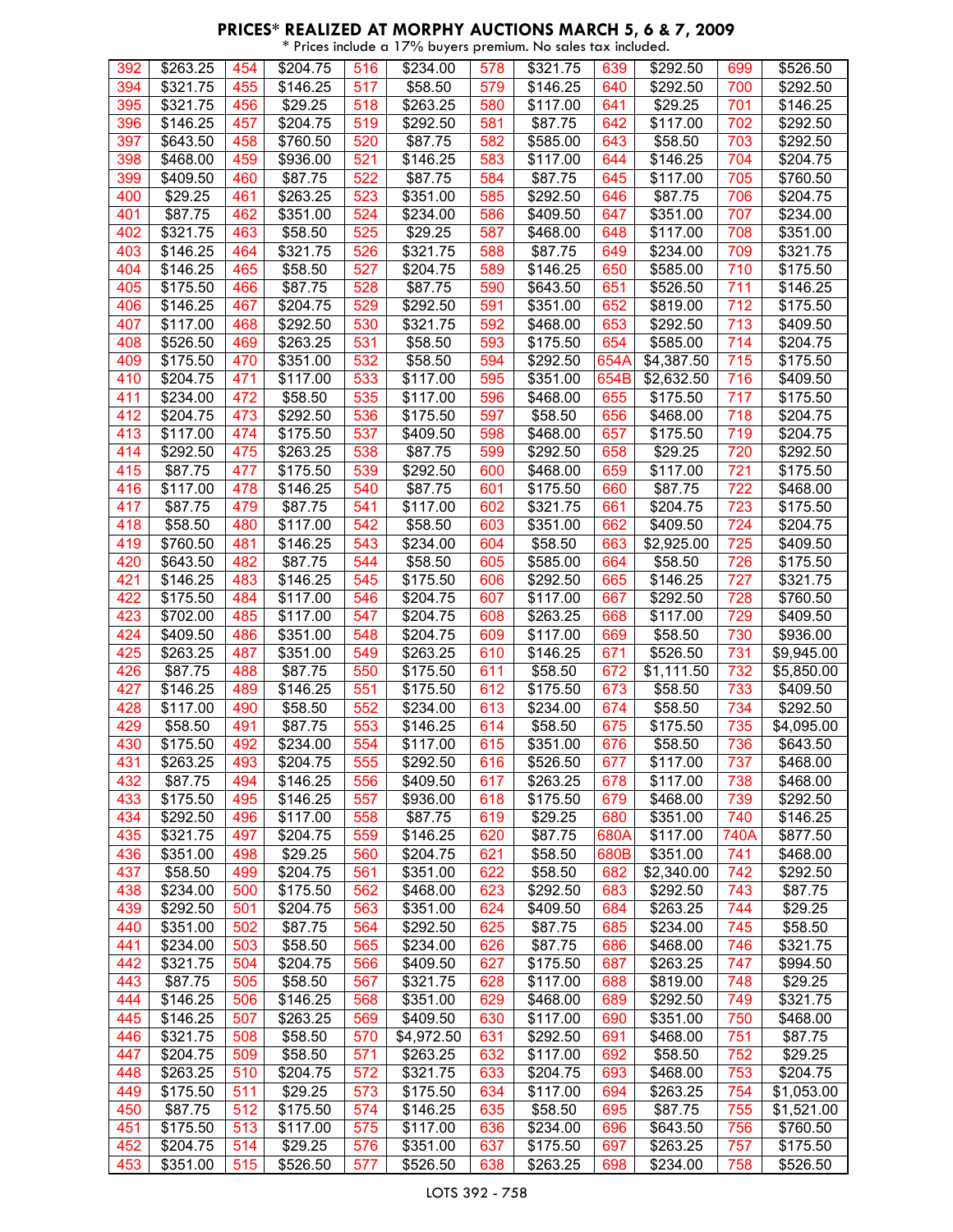# PRICES* REALIZED AT MORPHY AUCTIONS MARCH 5, 6 & 7, 2009

\* Prices include a 17% buyers premium. No sales tax included.

| Lot | Price | Lot | Price | Lot | Price | Lot | Price | Lot | Price | Lot | Price |
|---|---|---|---|---|---|---|---|---|---|---|---|
| 392 | $263.25 | 454 | $204.75 | 516 | $234.00 | 578 | $321.75 | 639 | $292.50 | 699 | $526.50 |
| 394 | $321.75 | 455 | $146.25 | 517 | $58.50 | 579 | $146.25 | 640 | $292.50 | 700 | $292.50 |
| 395 | $321.75 | 456 | $29.25 | 518 | $263.25 | 580 | $117.00 | 641 | $29.25 | 701 | $146.25 |
| 396 | $146.25 | 457 | $204.75 | 519 | $292.50 | 581 | $87.75 | 642 | $117.00 | 702 | $292.50 |
| 397 | $643.50 | 458 | $760.50 | 520 | $87.75 | 582 | $585.00 | 643 | $58.50 | 703 | $292.50 |
| 398 | $468.00 | 459 | $936.00 | 521 | $146.25 | 583 | $117.00 | 644 | $146.25 | 704 | $204.75 |
| 399 | $409.50 | 460 | $87.75 | 522 | $87.75 | 584 | $87.75 | 645 | $117.00 | 705 | $760.50 |
| 400 | $29.25 | 461 | $263.25 | 523 | $351.00 | 585 | $292.50 | 646 | $87.75 | 706 | $204.75 |
| 401 | $87.75 | 462 | $351.00 | 524 | $234.00 | 586 | $409.50 | 647 | $351.00 | 707 | $234.00 |
| 402 | $321.75 | 463 | $58.50 | 525 | $29.25 | 587 | $468.00 | 648 | $117.00 | 708 | $351.00 |
| 403 | $146.25 | 464 | $321.75 | 526 | $321.75 | 588 | $87.75 | 649 | $234.00 | 709 | $321.75 |
| 404 | $146.25 | 465 | $58.50 | 527 | $204.75 | 589 | $146.25 | 650 | $585.00 | 710 | $175.50 |
| 405 | $175.50 | 466 | $87.75 | 528 | $87.75 | 590 | $643.50 | 651 | $526.50 | 711 | $146.25 |
| 406 | $146.25 | 467 | $204.75 | 529 | $292.50 | 591 | $351.00 | 652 | $819.00 | 712 | $175.50 |
| 407 | $117.00 | 468 | $292.50 | 530 | $321.75 | 592 | $468.00 | 653 | $292.50 | 713 | $409.50 |
| 408 | $526.50 | 469 | $263.25 | 531 | $58.50 | 593 | $175.50 | 654 | $585.00 | 714 | $204.75 |
| 409 | $175.50 | 470 | $351.00 | 532 | $58.50 | 594 | $292.50 | 654A | $4,387.50 | 715 | $175.50 |
| 410 | $204.75 | 471 | $117.00 | 533 | $117.00 | 595 | $351.00 | 654B | $2,632.50 | 716 | $409.50 |
| 411 | $234.00 | 472 | $58.50 | 535 | $117.00 | 596 | $468.00 | 655 | $175.50 | 717 | $175.50 |
| 412 | $204.75 | 473 | $292.50 | 536 | $175.50 | 597 | $58.50 | 656 | $468.00 | 718 | $204.75 |
| 413 | $117.00 | 474 | $175.50 | 537 | $409.50 | 598 | $468.00 | 657 | $175.50 | 719 | $204.75 |
| 414 | $292.50 | 475 | $263.25 | 538 | $87.75 | 599 | $292.50 | 658 | $29.25 | 720 | $292.50 |
| 415 | $87.75 | 477 | $175.50 | 539 | $292.50 | 600 | $468.00 | 659 | $117.00 | 721 | $175.50 |
| 416 | $117.00 | 478 | $146.25 | 540 | $87.75 | 601 | $175.50 | 660 | $87.75 | 722 | $468.00 |
| 417 | $87.75 | 479 | $87.75 | 541 | $117.00 | 602 | $321.75 | 661 | $204.75 | 723 | $175.50 |
| 418 | $58.50 | 480 | $117.00 | 542 | $58.50 | 603 | $351.00 | 662 | $409.50 | 724 | $204.75 |
| 419 | $760.50 | 481 | $146.25 | 543 | $234.00 | 604 | $58.50 | 663 | $2,925.00 | 725 | $409.50 |
| 420 | $643.50 | 482 | $87.75 | 544 | $58.50 | 605 | $585.00 | 664 | $58.50 | 726 | $175.50 |
| 421 | $146.25 | 483 | $146.25 | 545 | $175.50 | 606 | $292.50 | 665 | $146.25 | 727 | $321.75 |
| 422 | $175.50 | 484 | $117.00 | 546 | $204.75 | 607 | $117.00 | 667 | $292.50 | 728 | $760.50 |
| 423 | $702.00 | 485 | $117.00 | 547 | $204.75 | 608 | $263.25 | 668 | $117.00 | 729 | $409.50 |
| 424 | $409.50 | 486 | $351.00 | 548 | $204.75 | 609 | $117.00 | 669 | $58.50 | 730 | $936.00 |
| 425 | $263.25 | 487 | $351.00 | 549 | $263.25 | 610 | $146.25 | 671 | $526.50 | 731 | $9,945.00 |
| 426 | $87.75 | 488 | $87.75 | 550 | $175.50 | 611 | $58.50 | 672 | $1,111.50 | 732 | $5,850.00 |
| 427 | $146.25 | 489 | $146.25 | 551 | $175.50 | 612 | $175.50 | 673 | $58.50 | 733 | $409.50 |
| 428 | $117.00 | 490 | $58.50 | 552 | $234.00 | 613 | $234.00 | 674 | $58.50 | 734 | $292.50 |
| 429 | $58.50 | 491 | $87.75 | 553 | $146.25 | 614 | $58.50 | 675 | $175.50 | 735 | $4,095.00 |
| 430 | $175.50 | 492 | $234.00 | 554 | $117.00 | 615 | $351.00 | 676 | $58.50 | 736 | $643.50 |
| 431 | $263.25 | 493 | $204.75 | 555 | $292.50 | 616 | $526.50 | 677 | $117.00 | 737 | $468.00 |
| 432 | $87.75 | 494 | $146.25 | 556 | $409.50 | 617 | $263.25 | 678 | $117.00 | 738 | $468.00 |
| 433 | $175.50 | 495 | $146.25 | 557 | $936.00 | 618 | $175.50 | 679 | $468.00 | 739 | $292.50 |
| 434 | $292.50 | 496 | $117.00 | 558 | $87.75 | 619 | $29.25 | 680 | $351.00 | 740 | $146.25 |
| 435 | $321.75 | 497 | $204.75 | 559 | $146.25 | 620 | $87.75 | 680A | $117.00 | 740A | $877.50 |
| 436 | $351.00 | 498 | $29.25 | 560 | $204.75 | 621 | $58.50 | 680B | $351.00 | 741 | $468.00 |
| 437 | $58.50 | 499 | $204.75 | 561 | $351.00 | 622 | $58.50 | 682 | $2,340.00 | 742 | $292.50 |
| 438 | $234.00 | 500 | $175.50 | 562 | $468.00 | 623 | $292.50 | 683 | $292.50 | 743 | $87.75 |
| 439 | $292.50 | 501 | $204.75 | 563 | $351.00 | 624 | $409.50 | 684 | $263.25 | 744 | $29.25 |
| 440 | $351.00 | 502 | $87.75 | 564 | $292.50 | 625 | $87.75 | 685 | $234.00 | 745 | $58.50 |
| 441 | $234.00 | 503 | $58.50 | 565 | $234.00 | 626 | $87.75 | 686 | $468.00 | 746 | $321.75 |
| 442 | $321.75 | 504 | $204.75 | 566 | $409.50 | 627 | $175.50 | 687 | $263.25 | 747 | $994.50 |
| 443 | $87.75 | 505 | $58.50 | 567 | $321.75 | 628 | $117.00 | 688 | $819.00 | 748 | $29.25 |
| 444 | $146.25 | 506 | $146.25 | 568 | $351.00 | 629 | $468.00 | 689 | $292.50 | 749 | $321.75 |
| 445 | $146.25 | 507 | $263.25 | 569 | $409.50 | 630 | $117.00 | 690 | $351.00 | 750 | $468.00 |
| 446 | $321.75 | 508 | $58.50 | 570 | $4,972.50 | 631 | $292.50 | 691 | $468.00 | 751 | $87.75 |
| 447 | $204.75 | 509 | $58.50 | 571 | $263.25 | 632 | $117.00 | 692 | $58.50 | 752 | $29.25 |
| 448 | $263.25 | 510 | $204.75 | 572 | $321.75 | 633 | $204.75 | 693 | $468.00 | 753 | $204.75 |
| 449 | $175.50 | 511 | $29.25 | 573 | $175.50 | 634 | $117.00 | 694 | $263.25 | 754 | $1,053.00 |
| 450 | $87.75 | 512 | $175.50 | 574 | $146.25 | 635 | $58.50 | 695 | $87.75 | 755 | $1,521.00 |
| 451 | $175.50 | 513 | $117.00 | 575 | $117.00 | 636 | $234.00 | 696 | $643.50 | 756 | $760.50 |
| 452 | $204.75 | 514 | $29.25 | 576 | $351.00 | 637 | $175.50 | 697 | $263.25 | 757 | $175.50 |
| 453 | $351.00 | 515 | $526.50 | 577 | $526.50 | 638 | $263.25 | 698 | $234.00 | 758 | $526.50 |

LOTS 392 - 758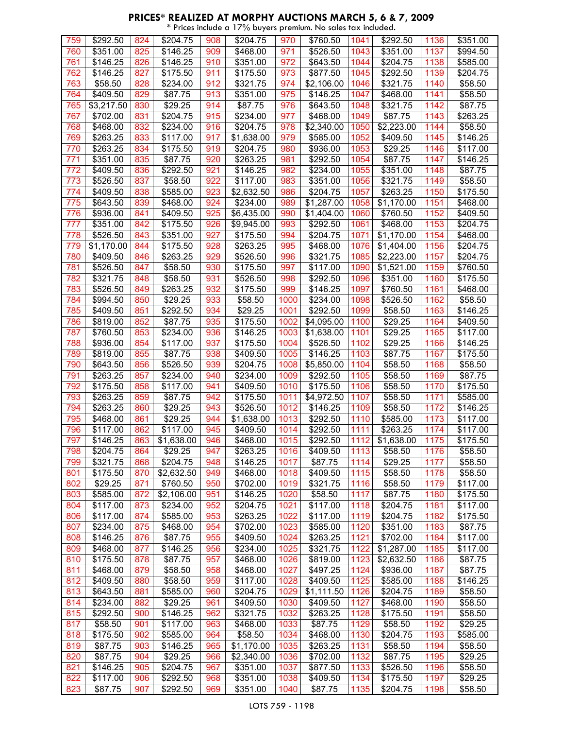# PRICES* REALIZED AT MORPHY AUCTIONS MARCH 5, 6 & 7, 2009

\* Prices include a 17% buyers premium. No sales tax included.

| | | | | | | | | | | | |
|---|---|---|---|---|---|---|---|---|---|---|---|
| 759 | $292.50 | 824 | $204.75 | 908 | $204.75 | 970 | $760.50 | 1041 | $292.50 | 1136 | $351.00 |
| 760 | $351.00 | 825 | $146.25 | 909 | $468.00 | 971 | $526.50 | 1043 | $351.00 | 1137 | $994.50 |
| 761 | $146.25 | 826 | $146.25 | 910 | $351.00 | 972 | $643.50 | 1044 | $204.75 | 1138 | $585.00 |
| 762 | $146.25 | 827 | $175.50 | 911 | $175.50 | 973 | $877.50 | 1045 | $292.50 | 1139 | $204.75 |
| 763 | $58.50 | 828 | $234.00 | 912 | $321.75 | 974 | $2,106.00 | 1046 | $321.75 | 1140 | $58.50 |
| 764 | $409.50 | 829 | $87.75 | 913 | $351.00 | 975 | $146.25 | 1047 | $468.00 | 1141 | $58.50 |
| 765 | $3,217.50 | 830 | $29.25 | 914 | $87.75 | 976 | $643.50 | 1048 | $321.75 | 1142 | $87.75 |
| 767 | $702.00 | 831 | $204.75 | 915 | $234.00 | 977 | $468.00 | 1049 | $87.75 | 1143 | $263.25 |
| 768 | $468.00 | 832 | $234.00 | 916 | $204.75 | 978 | $2,340.00 | 1050 | $2,223.00 | 1144 | $58.50 |
| 769 | $263.25 | 833 | $117.00 | 917 | $1,638.00 | 979 | $585.00 | 1052 | $409.50 | 1145 | $146.25 |
| 770 | $263.25 | 834 | $175.50 | 919 | $204.75 | 980 | $936.00 | 1053 | $29.25 | 1146 | $117.00 |
| 771 | $351.00 | 835 | $87.75 | 920 | $263.25 | 981 | $292.50 | 1054 | $87.75 | 1147 | $146.25 |
| 772 | $409.50 | 836 | $292.50 | 921 | $146.25 | 982 | $234.00 | 1055 | $351.00 | 1148 | $87.75 |
| 773 | $526.50 | 837 | $58.50 | 922 | $117.00 | 983 | $351.00 | 1056 | $321.75 | 1149 | $58.50 |
| 774 | $409.50 | 838 | $585.00 | 923 | $2,632.50 | 986 | $204.75 | 1057 | $263.25 | 1150 | $175.50 |
| 775 | $643.50 | 839 | $468.00 | 924 | $234.00 | 989 | $1,287.00 | 1058 | $1,170.00 | 1151 | $468.00 |
| 776 | $936.00 | 841 | $409.50 | 925 | $6,435.00 | 990 | $1,404.00 | 1060 | $760.50 | 1152 | $409.50 |
| 777 | $351.00 | 842 | $175.50 | 926 | $9,945.00 | 993 | $292.50 | 1061 | $468.00 | 1153 | $204.75 |
| 778 | $526.50 | 843 | $351.00 | 927 | $175.50 | 994 | $204.75 | 1071 | $1,170.00 | 1154 | $468.00 |
| 779 | $1,170.00 | 844 | $175.50 | 928 | $263.25 | 995 | $468.00 | 1076 | $1,404.00 | 1156 | $204.75 |
| 780 | $409.50 | 846 | $263.25 | 929 | $526.50 | 996 | $321.75 | 1085 | $2,223.00 | 1157 | $204.75 |
| 781 | $526.50 | 847 | $58.50 | 930 | $175.50 | 997 | $117.00 | 1090 | $1,521.00 | 1159 | $760.50 |
| 782 | $321.75 | 848 | $58.50 | 931 | $526.50 | 998 | $292.50 | 1096 | $351.00 | 1160 | $175.50 |
| 783 | $526.50 | 849 | $263.25 | 932 | $175.50 | 999 | $146.25 | 1097 | $760.50 | 1161 | $468.00 |
| 784 | $994.50 | 850 | $29.25 | 933 | $58.50 | 1000 | $234.00 | 1098 | $526.50 | 1162 | $58.50 |
| 785 | $409.50 | 851 | $292.50 | 934 | $29.25 | 1001 | $292.50 | 1099 | $58.50 | 1163 | $146.25 |
| 786 | $819.00 | 852 | $87.75 | 935 | $175.50 | 1002 | $4,095.00 | 1100 | $29.25 | 1164 | $409.50 |
| 787 | $760.50 | 853 | $234.00 | 936 | $146.25 | 1003 | $1,638.00 | 1101 | $29.25 | 1165 | $117.00 |
| 788 | $936.00 | 854 | $117.00 | 937 | $175.50 | 1004 | $526.50 | 1102 | $29.25 | 1166 | $146.25 |
| 789 | $819.00 | 855 | $87.75 | 938 | $409.50 | 1005 | $146.25 | 1103 | $87.75 | 1167 | $175.50 |
| 790 | $643.50 | 856 | $526.50 | 939 | $204.75 | 1008 | $5,850.00 | 1104 | $58.50 | 1168 | $58.50 |
| 791 | $263.25 | 857 | $234.00 | 940 | $234.00 | 1009 | $292.50 | 1105 | $58.50 | 1169 | $87.75 |
| 792 | $175.50 | 858 | $117.00 | 941 | $409.50 | 1010 | $175.50 | 1106 | $58.50 | 1170 | $175.50 |
| 793 | $263.25 | 859 | $87.75 | 942 | $175.50 | 1011 | $4,972.50 | 1107 | $58.50 | 1171 | $585.00 |
| 794 | $263.25 | 860 | $29.25 | 943 | $526.50 | 1012 | $146.25 | 1109 | $58.50 | 1172 | $146.25 |
| 795 | $468.00 | 861 | $29.25 | 944 | $1,638.00 | 1013 | $292.50 | 1110 | $585.00 | 1173 | $117.00 |
| 796 | $117.00 | 862 | $117.00 | 945 | $409.50 | 1014 | $292.50 | 1111 | $263.25 | 1174 | $117.00 |
| 797 | $146.25 | 863 | $1,638.00 | 946 | $468.00 | 1015 | $292.50 | 1112 | $1,638.00 | 1175 | $175.50 |
| 798 | $204.75 | 864 | $29.25 | 947 | $263.25 | 1016 | $409.50 | 1113 | $58.50 | 1176 | $58.50 |
| 799 | $321.75 | 868 | $204.75 | 948 | $146.25 | 1017 | $87.75 | 1114 | $29.25 | 1177 | $58.50 |
| 801 | $175.50 | 870 | $2,632.50 | 949 | $468.00 | 1018 | $409.50 | 1115 | $58.50 | 1178 | $58.50 |
| 802 | $29.25 | 871 | $760.50 | 950 | $702.00 | 1019 | $321.75 | 1116 | $58.50 | 1179 | $117.00 |
| 803 | $585.00 | 872 | $2,106.00 | 951 | $146.25 | 1020 | $58.50 | 1117 | $87.75 | 1180 | $175.50 |
| 804 | $117.00 | 873 | $234.00 | 952 | $204.75 | 1021 | $117.00 | 1118 | $204.75 | 1181 | $117.00 |
| 806 | $117.00 | 874 | $585.00 | 953 | $263.25 | 1022 | $117.00 | 1119 | $204.75 | 1182 | $175.50 |
| 807 | $234.00 | 875 | $468.00 | 954 | $702.00 | 1023 | $585.00 | 1120 | $351.00 | 1183 | $87.75 |
| 808 | $146.25 | 876 | $87.75 | 955 | $409.50 | 1024 | $263.25 | 1121 | $702.00 | 1184 | $117.00 |
| 809 | $468.00 | 877 | $146.25 | 956 | $234.00 | 1025 | $321.75 | 1122 | $1,287.00 | 1185 | $117.00 |
| 810 | $175.50 | 878 | $87.75 | 957 | $468.00 | 1026 | $819.00 | 1123 | $2,632.50 | 1186 | $87.75 |
| 811 | $468.00 | 879 | $58.50 | 958 | $468.00 | 1027 | $497.25 | 1124 | $936.00 | 1187 | $87.75 |
| 812 | $409.50 | 880 | $58.50 | 959 | $117.00 | 1028 | $409.50 | 1125 | $585.00 | 1188 | $146.25 |
| 813 | $643.50 | 881 | $585.00 | 960 | $204.75 | 1029 | $1,111.50 | 1126 | $204.75 | 1189 | $58.50 |
| 814 | $234.00 | 882 | $29.25 | 961 | $409.50 | 1030 | $409.50 | 1127 | $468.00 | 1190 | $58.50 |
| 815 | $292.50 | 900 | $146.25 | 962 | $321.75 | 1032 | $263.25 | 1128 | $175.50 | 1191 | $58.50 |
| 817 | $58.50 | 901 | $117.00 | 963 | $468.00 | 1033 | $87.75 | 1129 | $58.50 | 1192 | $29.25 |
| 818 | $175.50 | 902 | $585.00 | 964 | $58.50 | 1034 | $468.00 | 1130 | $204.75 | 1193 | $585.00 |
| 819 | $87.75 | 903 | $146.25 | 965 | $1,170.00 | 1035 | $263.25 | 1131 | $58.50 | 1194 | $58.50 |
| 820 | $87.75 | 904 | $29.25 | 966 | $2,340.00 | 1036 | $702.00 | 1132 | $87.75 | 1195 | $29.25 |
| 821 | $146.25 | 905 | $204.75 | 967 | $351.00 | 1037 | $877.50 | 1133 | $526.50 | 1196 | $58.50 |
| 822 | $117.00 | 906 | $292.50 | 968 | $351.00 | 1038 | $409.50 | 1134 | $175.50 | 1197 | $29.25 |
| 823 | $87.75 | 907 | $292.50 | 969 | $351.00 | 1040 | $87.75 | 1135 | $204.75 | 1198 | $58.50 |

LOTS 759 - 1198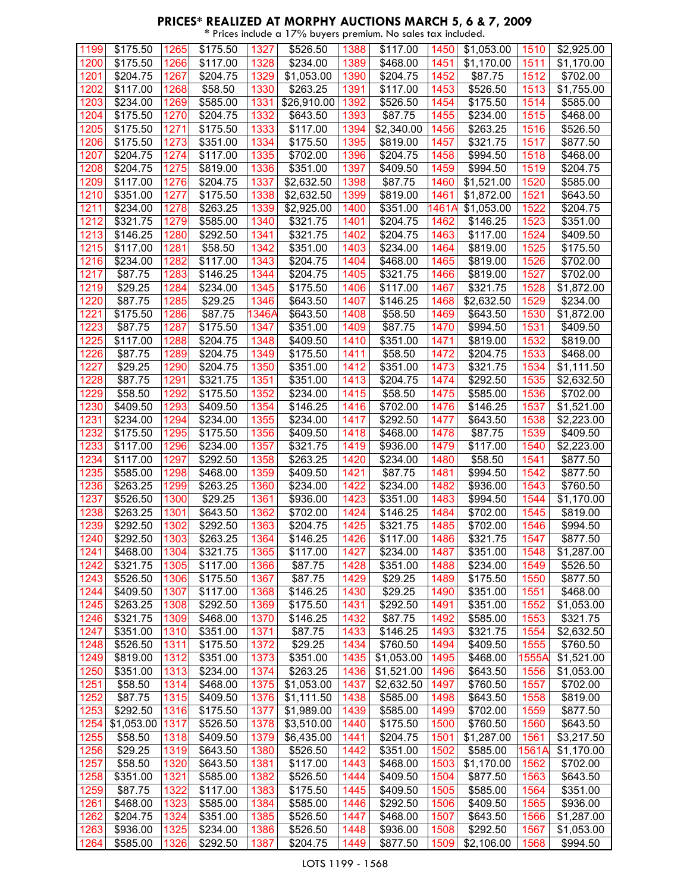## PRICES* REALIZED AT MORPHY AUCTIONS MARCH 5, 6 & 7, 2009

\* Prices include a 17% buyers premium. No sales tax included.

| Lot | Price | Lot | Price | Lot | Price | Lot | Price | Lot | Price | Lot | Price |
|---|---|---|---|---|---|---|---|---|---|---|---|
| 1199 | $175.50 | 1265 | $175.50 | 1327 | $526.50 | 1388 | $117.00 | 1450 | $1,053.00 | 1510 | $2,925.00 |
| 1200 | $175.50 | 1266 | $117.00 | 1328 | $234.00 | 1389 | $468.00 | 1451 | $1,170.00 | 1511 | $1,170.00 |
| 1201 | $204.75 | 1267 | $204.75 | 1329 | $1,053.00 | 1390 | $204.75 | 1452 | $87.75 | 1512 | $702.00 |
| 1202 | $117.00 | 1268 | $58.50 | 1330 | $263.25 | 1391 | $117.00 | 1453 | $526.50 | 1513 | $1,755.00 |
| 1203 | $234.00 | 1269 | $585.00 | 1331 | $26,910.00 | 1392 | $526.50 | 1454 | $175.50 | 1514 | $585.00 |
| 1204 | $175.50 | 1270 | $204.75 | 1332 | $643.50 | 1393 | $87.75 | 1455 | $234.00 | 1515 | $468.00 |
| 1205 | $175.50 | 1271 | $175.50 | 1333 | $117.00 | 1394 | $2,340.00 | 1456 | $263.25 | 1516 | $526.50 |
| 1206 | $175.50 | 1273 | $351.00 | 1334 | $175.50 | 1395 | $819.00 | 1457 | $321.75 | 1517 | $877.50 |
| 1207 | $204.75 | 1274 | $117.00 | 1335 | $702.00 | 1396 | $204.75 | 1458 | $994.50 | 1518 | $468.00 |
| 1208 | $204.75 | 1275 | $819.00 | 1336 | $351.00 | 1397 | $409.50 | 1459 | $994.50 | 1519 | $204.75 |
| 1209 | $117.00 | 1276 | $204.75 | 1337 | $2,632.50 | 1398 | $87.75 | 1460 | $1,521.00 | 1520 | $585.00 |
| 1210 | $351.00 | 1277 | $175.50 | 1338 | $2,632.50 | 1399 | $819.00 | 1461 | $1,872.00 | 1521 | $643.50 |
| 1211 | $234.00 | 1278 | $263.25 | 1339 | $2,925.00 | 1400 | $351.00 | 1461A | $1,053.00 | 1522 | $204.75 |
| 1212 | $321.75 | 1279 | $585.00 | 1340 | $321.75 | 1401 | $204.75 | 1462 | $146.25 | 1523 | $351.00 |
| 1213 | $146.25 | 1280 | $292.50 | 1341 | $321.75 | 1402 | $204.75 | 1463 | $117.00 | 1524 | $409.50 |
| 1215 | $117.00 | 1281 | $58.50 | 1342 | $351.00 | 1403 | $234.00 | 1464 | $819.00 | 1525 | $175.50 |
| 1216 | $234.00 | 1282 | $117.00 | 1343 | $204.75 | 1404 | $468.00 | 1465 | $819.00 | 1526 | $702.00 |
| 1217 | $87.75 | 1283 | $146.25 | 1344 | $204.75 | 1405 | $321.75 | 1466 | $819.00 | 1527 | $702.00 |
| 1219 | $29.25 | 1284 | $234.00 | 1345 | $175.50 | 1406 | $117.00 | 1467 | $321.75 | 1528 | $1,872.00 |
| 1220 | $87.75 | 1285 | $29.25 | 1346 | $643.50 | 1407 | $146.25 | 1468 | $2,632.50 | 1529 | $234.00 |
| 1221 | $175.50 | 1286 | $87.75 | 1346A | $643.50 | 1408 | $58.50 | 1469 | $643.50 | 1530 | $1,872.00 |
| 1223 | $87.75 | 1287 | $175.50 | 1347 | $351.00 | 1409 | $87.75 | 1470 | $994.50 | 1531 | $409.50 |
| 1225 | $117.00 | 1288 | $204.75 | 1348 | $409.50 | 1410 | $351.00 | 1471 | $819.00 | 1532 | $819.00 |
| 1226 | $87.75 | 1289 | $204.75 | 1349 | $175.50 | 1411 | $58.50 | 1472 | $204.75 | 1533 | $468.00 |
| 1227 | $29.25 | 1290 | $204.75 | 1350 | $351.00 | 1412 | $351.00 | 1473 | $321.75 | 1534 | $1,111.50 |
| 1228 | $87.75 | 1291 | $321.75 | 1351 | $351.00 | 1413 | $204.75 | 1474 | $292.50 | 1535 | $2,632.50 |
| 1229 | $58.50 | 1292 | $175.50 | 1352 | $234.00 | 1415 | $58.50 | 1475 | $585.00 | 1536 | $702.00 |
| 1230 | $409.50 | 1293 | $409.50 | 1354 | $146.25 | 1416 | $702.00 | 1476 | $146.25 | 1537 | $1,521.00 |
| 1231 | $234.00 | 1294 | $234.00 | 1355 | $234.00 | 1417 | $292.50 | 1477 | $643.50 | 1538 | $2,223.00 |
| 1232 | $175.50 | 1295 | $175.50 | 1356 | $409.50 | 1418 | $468.00 | 1478 | $87.75 | 1539 | $409.50 |
| 1233 | $117.00 | 1296 | $234.00 | 1357 | $321.75 | 1419 | $936.00 | 1479 | $117.00 | 1540 | $2,223.00 |
| 1234 | $117.00 | 1297 | $292.50 | 1358 | $263.25 | 1420 | $234.00 | 1480 | $58.50 | 1541 | $877.50 |
| 1235 | $585.00 | 1298 | $468.00 | 1359 | $409.50 | 1421 | $87.75 | 1481 | $994.50 | 1542 | $877.50 |
| 1236 | $263.25 | 1299 | $263.25 | 1360 | $234.00 | 1422 | $234.00 | 1482 | $936.00 | 1543 | $760.50 |
| 1237 | $526.50 | 1300 | $29.25 | 1361 | $936.00 | 1423 | $351.00 | 1483 | $994.50 | 1544 | $1,170.00 |
| 1238 | $263.25 | 1301 | $643.50 | 1362 | $702.00 | 1424 | $146.25 | 1484 | $702.00 | 1545 | $819.00 |
| 1239 | $292.50 | 1302 | $292.50 | 1363 | $204.75 | 1425 | $321.75 | 1485 | $702.00 | 1546 | $994.50 |
| 1240 | $292.50 | 1303 | $263.25 | 1364 | $146.25 | 1426 | $117.00 | 1486 | $321.75 | 1547 | $877.50 |
| 1241 | $468.00 | 1304 | $321.75 | 1365 | $117.00 | 1427 | $234.00 | 1487 | $351.00 | 1548 | $1,287.00 |
| 1242 | $321.75 | 1305 | $117.00 | 1366 | $87.75 | 1428 | $351.00 | 1488 | $234.00 | 1549 | $526.50 |
| 1243 | $526.50 | 1306 | $175.50 | 1367 | $87.75 | 1429 | $29.25 | 1489 | $175.50 | 1550 | $877.50 |
| 1244 | $409.50 | 1307 | $117.00 | 1368 | $146.25 | 1430 | $29.25 | 1490 | $351.00 | 1551 | $468.00 |
| 1245 | $263.25 | 1308 | $292.50 | 1369 | $175.50 | 1431 | $292.50 | 1491 | $351.00 | 1552 | $1,053.00 |
| 1246 | $321.75 | 1309 | $468.00 | 1370 | $146.25 | 1432 | $87.75 | 1492 | $585.00 | 1553 | $321.75 |
| 1247 | $351.00 | 1310 | $351.00 | 1371 | $87.75 | 1433 | $146.25 | 1493 | $321.75 | 1554 | $2,632.50 |
| 1248 | $526.50 | 1311 | $175.50 | 1372 | $29.25 | 1434 | $760.50 | 1494 | $409.50 | 1555 | $760.50 |
| 1249 | $819.00 | 1312 | $351.00 | 1373 | $351.00 | 1435 | $1,053.00 | 1495 | $468.00 | 1555A | $1,521.00 |
| 1250 | $351.00 | 1313 | $234.00 | 1374 | $263.25 | 1436 | $1,521.00 | 1496 | $643.50 | 1556 | $1,053.00 |
| 1251 | $58.50 | 1314 | $468.00 | 1375 | $1,053.00 | 1437 | $2,632.50 | 1497 | $760.50 | 1557 | $702.00 |
| 1252 | $87.75 | 1315 | $409.50 | 1376 | $1,111.50 | 1438 | $585.00 | 1498 | $643.50 | 1558 | $819.00 |
| 1253 | $292.50 | 1316 | $175.50 | 1377 | $1,989.00 | 1439 | $585.00 | 1499 | $702.00 | 1559 | $877.50 |
| 1254 | $1,053.00 | 1317 | $526.50 | 1378 | $3,510.00 | 1440 | $175.50 | 1500 | $760.50 | 1560 | $643.50 |
| 1255 | $58.50 | 1318 | $409.50 | 1379 | $6,435.00 | 1441 | $204.75 | 1501 | $1,287.00 | 1561 | $3,217.50 |
| 1256 | $29.25 | 1319 | $643.50 | 1380 | $526.50 | 1442 | $351.00 | 1502 | $585.00 | 1561A | $1,170.00 |
| 1257 | $58.50 | 1320 | $643.50 | 1381 | $117.00 | 1443 | $468.00 | 1503 | $1,170.00 | 1562 | $702.00 |
| 1258 | $351.00 | 1321 | $585.00 | 1382 | $526.50 | 1444 | $409.50 | 1504 | $877.50 | 1563 | $643.50 |
| 1259 | $87.75 | 1322 | $117.00 | 1383 | $175.50 | 1445 | $409.50 | 1505 | $585.00 | 1564 | $351.00 |
| 1261 | $468.00 | 1323 | $585.00 | 1384 | $585.00 | 1446 | $292.50 | 1506 | $409.50 | 1565 | $936.00 |
| 1262 | $204.75 | 1324 | $351.00 | 1385 | $526.50 | 1447 | $468.00 | 1507 | $643.50 | 1566 | $1,287.00 |
| 1263 | $936.00 | 1325 | $234.00 | 1386 | $526.50 | 1448 | $936.00 | 1508 | $292.50 | 1567 | $1,053.00 |
| 1264 | $585.00 | 1326 | $292.50 | 1387 | $204.75 | 1449 | $877.50 | 1509 | $2,106.00 | 1568 | $994.50 |

LOTS 1199 - 1568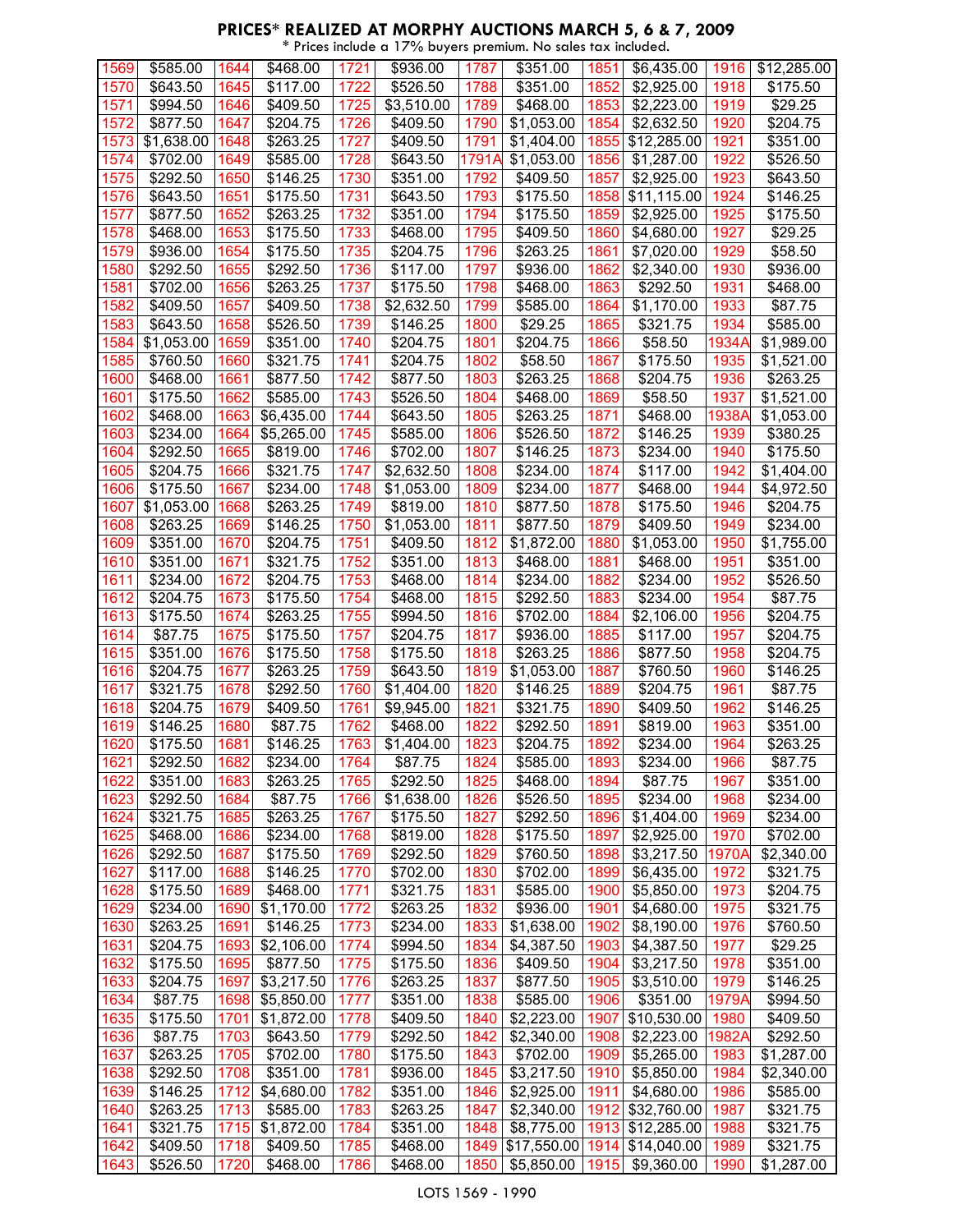## PRICES* REALIZED AT MORPHY AUCTIONS MARCH 5, 6 & 7, 2009

* Prices include a 17% buyers premium. No sales tax included.

| Lot | Price | Lot | Price | Lot | Price | Lot | Price | Lot | Price | Lot | Price |
|---|---|---|---|---|---|---|---|---|---|---|---|
| 1569 | $585.00 | 1644 | $468.00 | 1721 | $936.00 | 1787 | $351.00 | 1851 | $6,435.00 | 1916 | $12,285.00 |
| 1570 | $643.50 | 1645 | $117.00 | 1722 | $526.50 | 1788 | $351.00 | 1852 | $2,925.00 | 1918 | $175.50 |
| 1571 | $994.50 | 1646 | $409.50 | 1725 | $3,510.00 | 1789 | $468.00 | 1853 | $2,223.00 | 1919 | $29.25 |
| 1572 | $877.50 | 1647 | $204.75 | 1726 | $409.50 | 1790 | $1,053.00 | 1854 | $2,632.50 | 1920 | $204.75 |
| 1573 | $1,638.00 | 1648 | $263.25 | 1727 | $409.50 | 1791 | $1,404.00 | 1855 | $12,285.00 | 1921 | $351.00 |
| 1574 | $702.00 | 1649 | $585.00 | 1728 | $643.50 | 1791A | $1,053.00 | 1856 | $1,287.00 | 1922 | $526.50 |
| 1575 | $292.50 | 1650 | $146.25 | 1730 | $351.00 | 1792 | $409.50 | 1857 | $2,925.00 | 1923 | $643.50 |
| 1576 | $643.50 | 1651 | $175.50 | 1731 | $643.50 | 1793 | $175.50 | 1858 | $11,115.00 | 1924 | $146.25 |
| 1577 | $877.50 | 1652 | $263.25 | 1732 | $351.00 | 1794 | $175.50 | 1859 | $2,925.00 | 1925 | $175.50 |
| 1578 | $468.00 | 1653 | $175.50 | 1733 | $468.00 | 1795 | $409.50 | 1860 | $4,680.00 | 1927 | $29.25 |
| 1579 | $936.00 | 1654 | $175.50 | 1735 | $204.75 | 1796 | $263.25 | 1861 | $7,020.00 | 1929 | $58.50 |
| 1580 | $292.50 | 1655 | $292.50 | 1736 | $117.00 | 1797 | $936.00 | 1862 | $2,340.00 | 1930 | $936.00 |
| 1581 | $702.00 | 1656 | $263.25 | 1737 | $175.50 | 1798 | $468.00 | 1863 | $292.50 | 1931 | $468.00 |
| 1582 | $409.50 | 1657 | $409.50 | 1738 | $2,632.50 | 1799 | $585.00 | 1864 | $1,170.00 | 1933 | $87.75 |
| 1583 | $643.50 | 1658 | $526.50 | 1739 | $146.25 | 1800 | $29.25 | 1865 | $321.75 | 1934 | $585.00 |
| 1584 | $1,053.00 | 1659 | $351.00 | 1740 | $204.75 | 1801 | $204.75 | 1866 | $58.50 | 1934A | $1,989.00 |
| 1585 | $760.50 | 1660 | $321.75 | 1741 | $204.75 | 1802 | $58.50 | 1867 | $175.50 | 1935 | $1,521.00 |
| 1600 | $468.00 | 1661 | $877.50 | 1742 | $877.50 | 1803 | $263.25 | 1868 | $204.75 | 1936 | $263.25 |
| 1601 | $175.50 | 1662 | $585.00 | 1743 | $526.50 | 1804 | $468.00 | 1869 | $58.50 | 1937 | $1,521.00 |
| 1602 | $468.00 | 1663 | $6,435.00 | 1744 | $643.50 | 1805 | $263.25 | 1871 | $468.00 | 1938A | $1,053.00 |
| 1603 | $234.00 | 1664 | $5,265.00 | 1745 | $585.00 | 1806 | $526.50 | 1872 | $146.25 | 1939 | $380.25 |
| 1604 | $292.50 | 1665 | $819.00 | 1746 | $702.00 | 1807 | $146.25 | 1873 | $234.00 | 1940 | $175.50 |
| 1605 | $204.75 | 1666 | $321.75 | 1747 | $2,632.50 | 1808 | $234.00 | 1874 | $117.00 | 1942 | $1,404.00 |
| 1606 | $175.50 | 1667 | $234.00 | 1748 | $1,053.00 | 1809 | $234.00 | 1877 | $468.00 | 1944 | $4,972.50 |
| 1607 | $1,053.00 | 1668 | $263.25 | 1749 | $819.00 | 1810 | $877.50 | 1878 | $175.50 | 1946 | $204.75 |
| 1608 | $263.25 | 1669 | $146.25 | 1750 | $1,053.00 | 1811 | $877.50 | 1879 | $409.50 | 1949 | $234.00 |
| 1609 | $351.00 | 1670 | $204.75 | 1751 | $409.50 | 1812 | $1,872.00 | 1880 | $1,053.00 | 1950 | $1,755.00 |
| 1610 | $351.00 | 1671 | $321.75 | 1752 | $351.00 | 1813 | $468.00 | 1881 | $468.00 | 1951 | $351.00 |
| 1611 | $234.00 | 1672 | $204.75 | 1753 | $468.00 | 1814 | $234.00 | 1882 | $234.00 | 1952 | $526.50 |
| 1612 | $204.75 | 1673 | $175.50 | 1754 | $468.00 | 1815 | $292.50 | 1883 | $234.00 | 1954 | $87.75 |
| 1613 | $175.50 | 1674 | $263.25 | 1755 | $994.50 | 1816 | $702.00 | 1884 | $2,106.00 | 1956 | $204.75 |
| 1614 | $87.75 | 1675 | $175.50 | 1757 | $204.75 | 1817 | $936.00 | 1885 | $117.00 | 1957 | $204.75 |
| 1615 | $351.00 | 1676 | $175.50 | 1758 | $175.50 | 1818 | $263.25 | 1886 | $877.50 | 1958 | $204.75 |
| 1616 | $204.75 | 1677 | $263.25 | 1759 | $643.50 | 1819 | $1,053.00 | 1887 | $760.50 | 1960 | $146.25 |
| 1617 | $321.75 | 1678 | $292.50 | 1760 | $1,404.00 | 1820 | $146.25 | 1889 | $204.75 | 1961 | $87.75 |
| 1618 | $204.75 | 1679 | $409.50 | 1761 | $9,945.00 | 1821 | $321.75 | 1890 | $409.50 | 1962 | $146.25 |
| 1619 | $146.25 | 1680 | $87.75 | 1762 | $468.00 | 1822 | $292.50 | 1891 | $819.00 | 1963 | $351.00 |
| 1620 | $175.50 | 1681 | $146.25 | 1763 | $1,404.00 | 1823 | $204.75 | 1892 | $234.00 | 1964 | $263.25 |
| 1621 | $292.50 | 1682 | $234.00 | 1764 | $87.75 | 1824 | $585.00 | 1893 | $234.00 | 1966 | $87.75 |
| 1622 | $351.00 | 1683 | $263.25 | 1765 | $292.50 | 1825 | $468.00 | 1894 | $87.75 | 1967 | $351.00 |
| 1623 | $292.50 | 1684 | $87.75 | 1766 | $1,638.00 | 1826 | $526.50 | 1895 | $234.00 | 1968 | $234.00 |
| 1624 | $321.75 | 1685 | $263.25 | 1767 | $175.50 | 1827 | $292.50 | 1896 | $1,404.00 | 1969 | $234.00 |
| 1625 | $468.00 | 1686 | $234.00 | 1768 | $819.00 | 1828 | $175.50 | 1897 | $2,925.00 | 1970 | $702.00 |
| 1626 | $292.50 | 1687 | $175.50 | 1769 | $292.50 | 1829 | $760.50 | 1898 | $3,217.50 | 1970A | $2,340.00 |
| 1627 | $117.00 | 1688 | $146.25 | 1770 | $702.00 | 1830 | $702.00 | 1899 | $6,435.00 | 1972 | $321.75 |
| 1628 | $175.50 | 1689 | $468.00 | 1771 | $321.75 | 1831 | $585.00 | 1900 | $5,850.00 | 1973 | $204.75 |
| 1629 | $234.00 | 1690 | $1,170.00 | 1772 | $263.25 | 1832 | $936.00 | 1901 | $4,680.00 | 1975 | $321.75 |
| 1630 | $263.25 | 1691 | $146.25 | 1773 | $234.00 | 1833 | $1,638.00 | 1902 | $8,190.00 | 1976 | $760.50 |
| 1631 | $204.75 | 1693 | $2,106.00 | 1774 | $994.50 | 1834 | $4,387.50 | 1903 | $4,387.50 | 1977 | $29.25 |
| 1632 | $175.50 | 1695 | $877.50 | 1775 | $175.50 | 1836 | $409.50 | 1904 | $3,217.50 | 1978 | $351.00 |
| 1633 | $204.75 | 1697 | $3,217.50 | 1776 | $263.25 | 1837 | $877.50 | 1905 | $3,510.00 | 1979 | $146.25 |
| 1634 | $87.75 | 1698 | $5,850.00 | 1777 | $351.00 | 1838 | $585.00 | 1906 | $351.00 | 1979A | $994.50 |
| 1635 | $175.50 | 1701 | $1,872.00 | 1778 | $409.50 | 1840 | $2,223.00 | 1907 | $10,530.00 | 1980 | $409.50 |
| 1636 | $87.75 | 1703 | $643.50 | 1779 | $292.50 | 1842 | $2,340.00 | 1908 | $2,223.00 | 1982A | $292.50 |
| 1637 | $263.25 | 1705 | $702.00 | 1780 | $175.50 | 1843 | $702.00 | 1909 | $5,265.00 | 1983 | $1,287.00 |
| 1638 | $292.50 | 1708 | $351.00 | 1781 | $936.00 | 1845 | $3,217.50 | 1910 | $5,850.00 | 1984 | $2,340.00 |
| 1639 | $146.25 | 1712 | $4,680.00 | 1782 | $351.00 | 1846 | $2,925.00 | 1911 | $4,680.00 | 1986 | $585.00 |
| 1640 | $263.25 | 1713 | $585.00 | 1783 | $263.25 | 1847 | $2,340.00 | 1912 | $32,760.00 | 1987 | $321.75 |
| 1641 | $321.75 | 1715 | $1,872.00 | 1784 | $351.00 | 1848 | $8,775.00 | 1913 | $12,285.00 | 1988 | $321.75 |
| 1642 | $409.50 | 1718 | $409.50 | 1785 | $468.00 | 1849 | $17,550.00 | 1914 | $14,040.00 | 1989 | $321.75 |
| 1643 | $526.50 | 1720 | $468.00 | 1786 | $468.00 | 1850 | $5,850.00 | 1915 | $9,360.00 | 1990 | $1,287.00 |

LOTS 1569 - 1990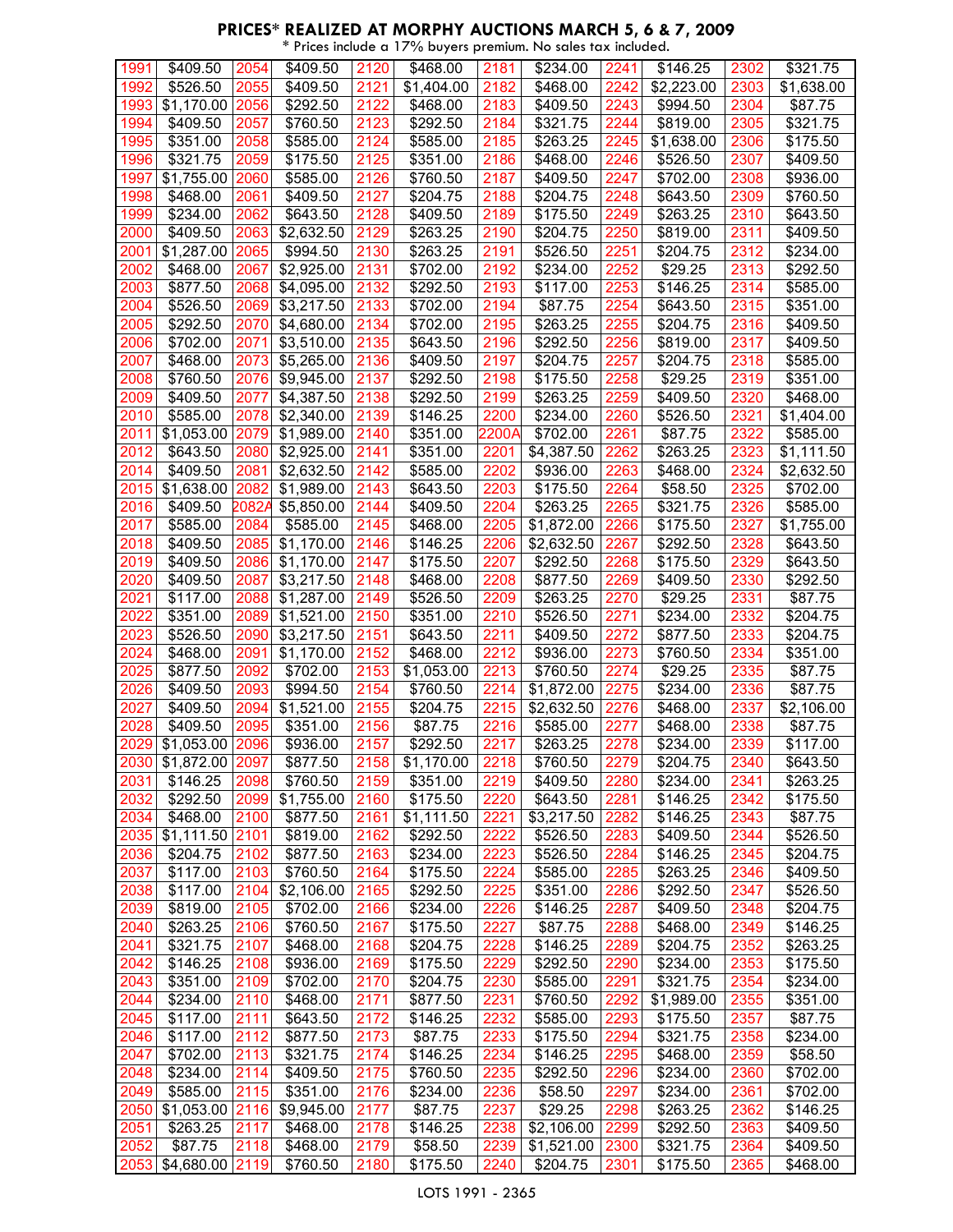# PRICES* REALIZED AT MORPHY AUCTIONS MARCH 5, 6 & 7, 2009

\* Prices include a 17% buyers premium. No sales tax included.

| | | | | | | | | | | | |
|---|---|---|---|---|---|---|---|---|---|---|---|
| 1991 | $409.50 | 2054 | $409.50 | 2120 | $468.00 | 2181 | $234.00 | 2241 | $146.25 | 2302 | $321.75 |
| 1992 | $526.50 | 2055 | $409.50 | 2121 | $1,404.00 | 2182 | $468.00 | 2242 | $2,223.00 | 2303 | $1,638.00 |
| 1993 | $1,170.00 | 2056 | $292.50 | 2122 | $468.00 | 2183 | $409.50 | 2243 | $994.50 | 2304 | $87.75 |
| 1994 | $409.50 | 2057 | $760.50 | 2123 | $292.50 | 2184 | $321.75 | 2244 | $819.00 | 2305 | $321.75 |
| 1995 | $351.00 | 2058 | $585.00 | 2124 | $585.00 | 2185 | $263.25 | 2245 | $1,638.00 | 2306 | $175.50 |
| 1996 | $321.75 | 2059 | $175.50 | 2125 | $351.00 | 2186 | $468.00 | 2246 | $526.50 | 2307 | $409.50 |
| 1997 | $1,755.00 | 2060 | $585.00 | 2126 | $760.50 | 2187 | $409.50 | 2247 | $702.00 | 2308 | $936.00 |
| 1998 | $468.00 | 2061 | $409.50 | 2127 | $204.75 | 2188 | $204.75 | 2248 | $643.50 | 2309 | $760.50 |
| 1999 | $234.00 | 2062 | $643.50 | 2128 | $409.50 | 2189 | $175.50 | 2249 | $263.25 | 2310 | $643.50 |
| 2000 | $409.50 | 2063 | $2,632.50 | 2129 | $263.25 | 2190 | $204.75 | 2250 | $819.00 | 2311 | $409.50 |
| 2001 | $1,287.00 | 2065 | $994.50 | 2130 | $263.25 | 2191 | $526.50 | 2251 | $204.75 | 2312 | $234.00 |
| 2002 | $468.00 | 2067 | $2,925.00 | 2131 | $702.00 | 2192 | $234.00 | 2252 | $29.25 | 2313 | $292.50 |
| 2003 | $877.50 | 2068 | $4,095.00 | 2132 | $292.50 | 2193 | $117.00 | 2253 | $146.25 | 2314 | $585.00 |
| 2004 | $526.50 | 2069 | $3,217.50 | 2133 | $702.00 | 2194 | $87.75 | 2254 | $643.50 | 2315 | $351.00 |
| 2005 | $292.50 | 2070 | $4,680.00 | 2134 | $702.00 | 2195 | $263.25 | 2255 | $204.75 | 2316 | $409.50 |
| 2006 | $702.00 | 2071 | $3,510.00 | 2135 | $643.50 | 2196 | $292.50 | 2256 | $819.00 | 2317 | $409.50 |
| 2007 | $468.00 | 2073 | $5,265.00 | 2136 | $409.50 | 2197 | $204.75 | 2257 | $204.75 | 2318 | $585.00 |
| 2008 | $760.50 | 2076 | $9,945.00 | 2137 | $292.50 | 2198 | $175.50 | 2258 | $29.25 | 2319 | $351.00 |
| 2009 | $409.50 | 2077 | $4,387.50 | 2138 | $292.50 | 2199 | $263.25 | 2259 | $409.50 | 2320 | $468.00 |
| 2010 | $585.00 | 2078 | $2,340.00 | 2139 | $146.25 | 2200 | $234.00 | 2260 | $526.50 | 2321 | $1,404.00 |
| 2011 | $1,053.00 | 2079 | $1,989.00 | 2140 | $351.00 | 2200A | $702.00 | 2261 | $87.75 | 2322 | $585.00 |
| 2012 | $643.50 | 2080 | $2,925.00 | 2141 | $351.00 | 2201 | $4,387.50 | 2262 | $263.25 | 2323 | $1,111.50 |
| 2014 | $409.50 | 2081 | $2,632.50 | 2142 | $585.00 | 2202 | $936.00 | 2263 | $468.00 | 2324 | $2,632.50 |
| 2015 | $1,638.00 | 2082 | $1,989.00 | 2143 | $643.50 | 2203 | $175.50 | 2264 | $58.50 | 2325 | $702.00 |
| 2016 | $409.50 | 2082A | $5,850.00 | 2144 | $409.50 | 2204 | $263.25 | 2265 | $321.75 | 2326 | $585.00 |
| 2017 | $585.00 | 2084 | $585.00 | 2145 | $468.00 | 2205 | $1,872.00 | 2266 | $175.50 | 2327 | $1,755.00 |
| 2018 | $409.50 | 2085 | $1,170.00 | 2146 | $146.25 | 2206 | $2,632.50 | 2267 | $292.50 | 2328 | $643.50 |
| 2019 | $409.50 | 2086 | $1,170.00 | 2147 | $175.50 | 2207 | $292.50 | 2268 | $175.50 | 2329 | $643.50 |
| 2020 | $409.50 | 2087 | $3,217.50 | 2148 | $468.00 | 2208 | $877.50 | 2269 | $409.50 | 2330 | $292.50 |
| 2021 | $117.00 | 2088 | $1,287.00 | 2149 | $526.50 | 2209 | $263.25 | 2270 | $29.25 | 2331 | $87.75 |
| 2022 | $351.00 | 2089 | $1,521.00 | 2150 | $351.00 | 2210 | $526.50 | 2271 | $234.00 | 2332 | $204.75 |
| 2023 | $526.50 | 2090 | $3,217.50 | 2151 | $643.50 | 2211 | $409.50 | 2272 | $877.50 | 2333 | $204.75 |
| 2024 | $468.00 | 2091 | $1,170.00 | 2152 | $468.00 | 2212 | $936.00 | 2273 | $760.50 | 2334 | $351.00 |
| 2025 | $877.50 | 2092 | $702.00 | 2153 | $1,053.00 | 2213 | $760.50 | 2274 | $29.25 | 2335 | $87.75 |
| 2026 | $409.50 | 2093 | $994.50 | 2154 | $760.50 | 2214 | $1,872.00 | 2275 | $234.00 | 2336 | $87.75 |
| 2027 | $409.50 | 2094 | $1,521.00 | 2155 | $204.75 | 2215 | $2,632.50 | 2276 | $468.00 | 2337 | $2,106.00 |
| 2028 | $409.50 | 2095 | $351.00 | 2156 | $87.75 | 2216 | $585.00 | 2277 | $468.00 | 2338 | $87.75 |
| 2029 | $1,053.00 | 2096 | $936.00 | 2157 | $292.50 | 2217 | $263.25 | 2278 | $234.00 | 2339 | $117.00 |
| 2030 | $1,872.00 | 2097 | $877.50 | 2158 | $1,170.00 | 2218 | $760.50 | 2279 | $204.75 | 2340 | $643.50 |
| 2031 | $146.25 | 2098 | $760.50 | 2159 | $351.00 | 2219 | $409.50 | 2280 | $234.00 | 2341 | $263.25 |
| 2032 | $292.50 | 2099 | $1,755.00 | 2160 | $175.50 | 2220 | $643.50 | 2281 | $146.25 | 2342 | $175.50 |
| 2034 | $468.00 | 2100 | $877.50 | 2161 | $1,111.50 | 2221 | $3,217.50 | 2282 | $146.25 | 2343 | $87.75 |
| 2035 | $1,111.50 | 2101 | $819.00 | 2162 | $292.50 | 2222 | $526.50 | 2283 | $409.50 | 2344 | $526.50 |
| 2036 | $204.75 | 2102 | $877.50 | 2163 | $234.00 | 2223 | $526.50 | 2284 | $146.25 | 2345 | $204.75 |
| 2037 | $117.00 | 2103 | $760.50 | 2164 | $175.50 | 2224 | $585.00 | 2285 | $263.25 | 2346 | $409.50 |
| 2038 | $117.00 | 2104 | $2,106.00 | 2165 | $292.50 | 2225 | $351.00 | 2286 | $292.50 | 2347 | $526.50 |
| 2039 | $819.00 | 2105 | $702.00 | 2166 | $234.00 | 2226 | $146.25 | 2287 | $409.50 | 2348 | $204.75 |
| 2040 | $263.25 | 2106 | $760.50 | 2167 | $175.50 | 2227 | $87.75 | 2288 | $468.00 | 2349 | $146.25 |
| 2041 | $321.75 | 2107 | $468.00 | 2168 | $204.75 | 2228 | $146.25 | 2289 | $204.75 | 2352 | $263.25 |
| 2042 | $146.25 | 2108 | $936.00 | 2169 | $175.50 | 2229 | $292.50 | 2290 | $234.00 | 2353 | $175.50 |
| 2043 | $351.00 | 2109 | $702.00 | 2170 | $204.75 | 2230 | $585.00 | 2291 | $321.75 | 2354 | $234.00 |
| 2044 | $234.00 | 2110 | $468.00 | 2171 | $877.50 | 2231 | $760.50 | 2292 | $1,989.00 | 2355 | $351.00 |
| 2045 | $117.00 | 2111 | $643.50 | 2172 | $146.25 | 2232 | $585.00 | 2293 | $175.50 | 2357 | $87.75 |
| 2046 | $117.00 | 2112 | $877.50 | 2173 | $87.75 | 2233 | $175.50 | 2294 | $321.75 | 2358 | $234.00 |
| 2047 | $702.00 | 2113 | $321.75 | 2174 | $146.25 | 2234 | $146.25 | 2295 | $468.00 | 2359 | $58.50 |
| 2048 | $234.00 | 2114 | $409.50 | 2175 | $760.50 | 2235 | $292.50 | 2296 | $234.00 | 2360 | $702.00 |
| 2049 | $585.00 | 2115 | $351.00 | 2176 | $234.00 | 2236 | $58.50 | 2297 | $234.00 | 2361 | $702.00 |
| 2050 | $1,053.00 | 2116 | $9,945.00 | 2177 | $87.75 | 2237 | $29.25 | 2298 | $263.25 | 2362 | $146.25 |
| 2051 | $263.25 | 2117 | $468.00 | 2178 | $146.25 | 2238 | $2,106.00 | 2299 | $292.50 | 2363 | $409.50 |
| 2052 | $87.75 | 2118 | $468.00 | 2179 | $58.50 | 2239 | $1,521.00 | 2300 | $321.75 | 2364 | $409.50 |
| 2053 | $4,680.00 | 2119 | $760.50 | 2180 | $175.50 | 2240 | $204.75 | 2301 | $175.50 | 2365 | $468.00 |

LOTS 1991 - 2365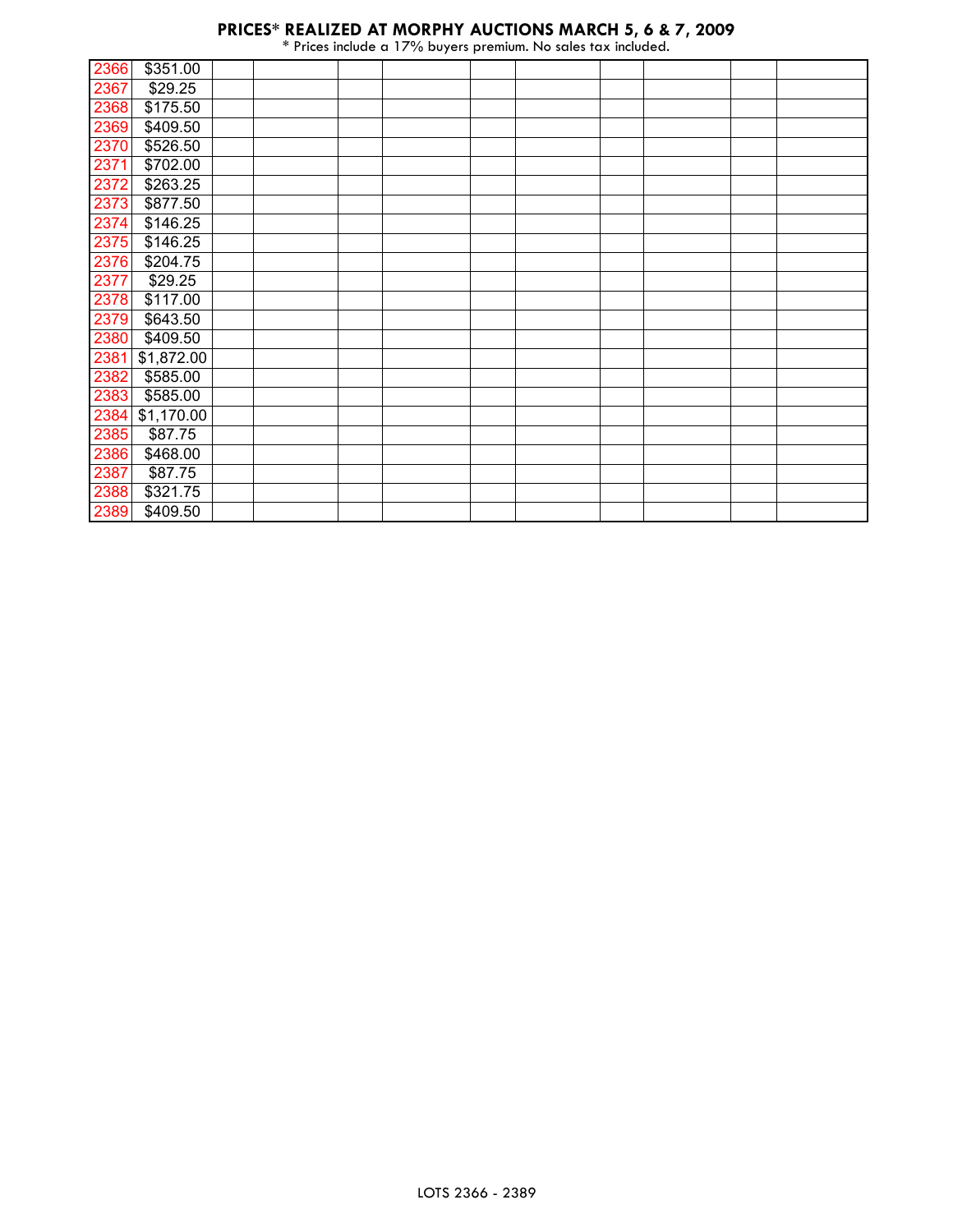# PRICES* REALIZED AT MORPHY AUCTIONS MARCH 5, 6 & 7, 2009

* Prices include a 17% buyers premium. No sales tax included.

| | | | | | | | | | | | |
|---|---|---|---|---|---|---|---|---|---|---|---|
| 2366 | $351.00 | | | | | | | | | | |
| 2367 | $29.25 | | | | | | | | | | |
| 2368 | $175.50 | | | | | | | | | | |
| 2369 | $409.50 | | | | | | | | | | |
| 2370 | $526.50 | | | | | | | | | | |
| 2371 | $702.00 | | | | | | | | | | |
| 2372 | $263.25 | | | | | | | | | | |
| 2373 | $877.50 | | | | | | | | | | |
| 2374 | $146.25 | | | | | | | | | | |
| 2375 | $146.25 | | | | | | | | | | |
| 2376 | $204.75 | | | | | | | | | | |
| 2377 | $29.25 | | | | | | | | | | |
| 2378 | $117.00 | | | | | | | | | | |
| 2379 | $643.50 | | | | | | | | | | |
| 2380 | $409.50 | | | | | | | | | | |
| 2381 | $1,872.00 | | | | | | | | | | |
| 2382 | $585.00 | | | | | | | | | | |
| 2383 | $585.00 | | | | | | | | | | |
| 2384 | $1,170.00 | | | | | | | | | | |
| 2385 | $87.75 | | | | | | | | | | |
| 2386 | $468.00 | | | | | | | | | | |
| 2387 | $87.75 | | | | | | | | | | |
| 2388 | $321.75 | | | | | | | | | | |
| 2389 | $409.50 | | | | | | | | | | |